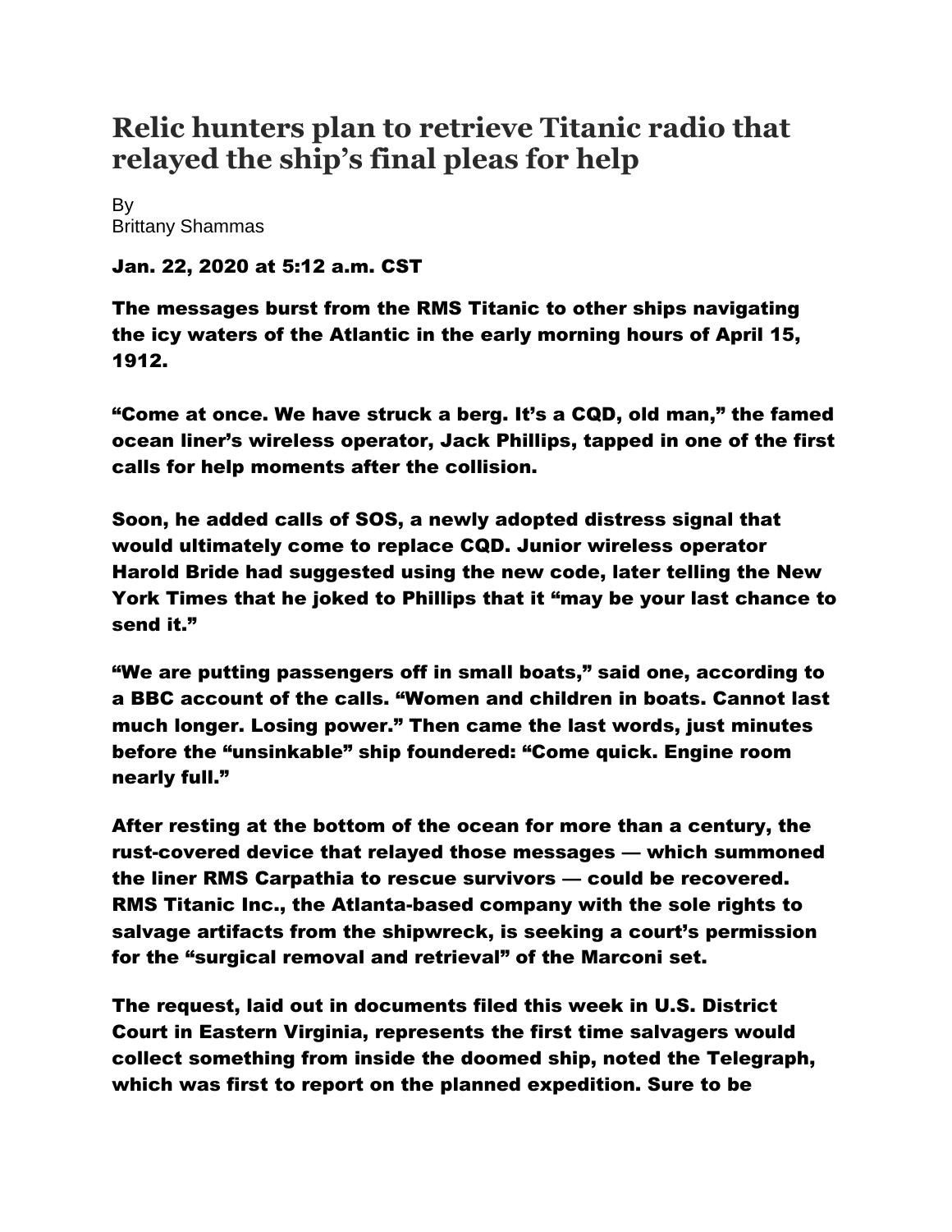# Relic hunters plan to retrieve Titanic radio that relayed the ship's final pleas for help

By
Brittany Shammas

**Jan. 22, 2020 at 5:12 a.m. CST**

**The messages burst from the RMS Titanic to other ships navigating the icy waters of the Atlantic in the early morning hours of April 15, 1912.**

**"Come at once. We have struck a berg. It's a CQD, old man," the famed ocean liner's wireless operator, Jack Phillips, tapped in one of the first calls for help moments after the collision.**

**Soon, he added calls of SOS, a newly adopted distress signal that would ultimately come to replace CQD. Junior wireless operator Harold Bride had suggested using the new code, later telling the New York Times that he joked to Phillips that it "may be your last chance to send it."**

**"We are putting passengers off in small boats," said one, according to a BBC account of the calls. "Women and children in boats. Cannot last much longer. Losing power." Then came the last words, just minutes before the "unsinkable" ship foundered: "Come quick. Engine room nearly full."**

**After resting at the bottom of the ocean for more than a century, the rust-covered device that relayed those messages — which summoned the liner RMS Carpathia to rescue survivors — could be recovered. RMS Titanic Inc., the Atlanta-based company with the sole rights to salvage artifacts from the shipwreck, is seeking a court's permission for the "surgical removal and retrieval" of the Marconi set.**

**The request, laid out in documents filed this week in U.S. District Court in Eastern Virginia, represents the first time salvagers would collect something from inside the doomed ship, noted the Telegraph, which was first to report on the planned expedition. Sure to be**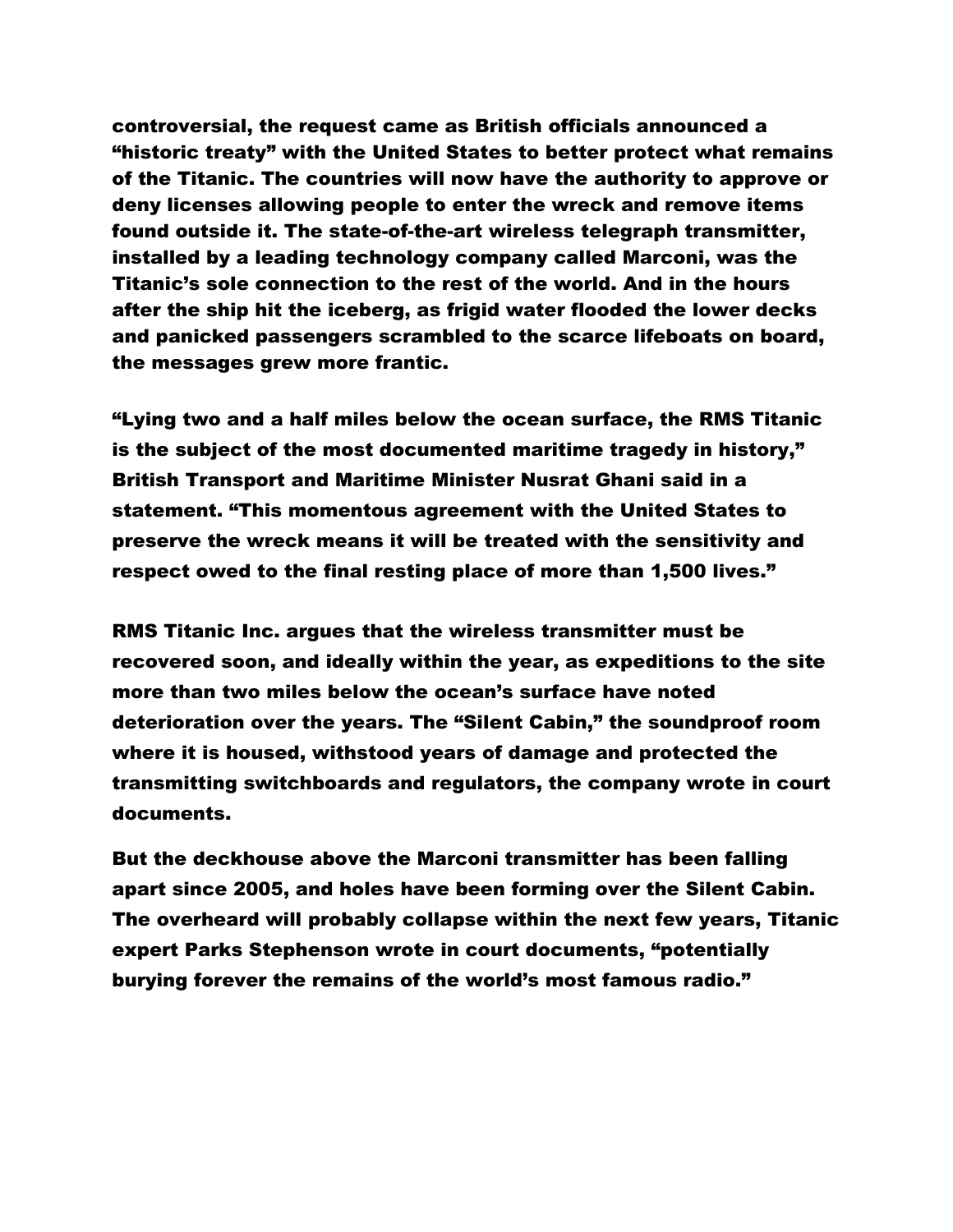controversial, the request came as British officials announced a "historic treaty" with the United States to better protect what remains of the Titanic. The countries will now have the authority to approve or deny licenses allowing people to enter the wreck and remove items found outside it. The state-of-the-art wireless telegraph transmitter, installed by a leading technology company called Marconi, was the Titanic's sole connection to the rest of the world. And in the hours after the ship hit the iceberg, as frigid water flooded the lower decks and panicked passengers scrambled to the scarce lifeboats on board, the messages grew more frantic.

"Lying two and a half miles below the ocean surface, the RMS Titanic is the subject of the most documented maritime tragedy in history," British Transport and Maritime Minister Nusrat Ghani said in a statement. "This momentous agreement with the United States to preserve the wreck means it will be treated with the sensitivity and respect owed to the final resting place of more than 1,500 lives."

RMS Titanic Inc. argues that the wireless transmitter must be recovered soon, and ideally within the year, as expeditions to the site more than two miles below the ocean's surface have noted deterioration over the years. The "Silent Cabin," the soundproof room where it is housed, withstood years of damage and protected the transmitting switchboards and regulators, the company wrote in court documents.

But the deckhouse above the Marconi transmitter has been falling apart since 2005, and holes have been forming over the Silent Cabin. The overheard will probably collapse within the next few years, Titanic expert Parks Stephenson wrote in court documents, "potentially burying forever the remains of the world's most famous radio."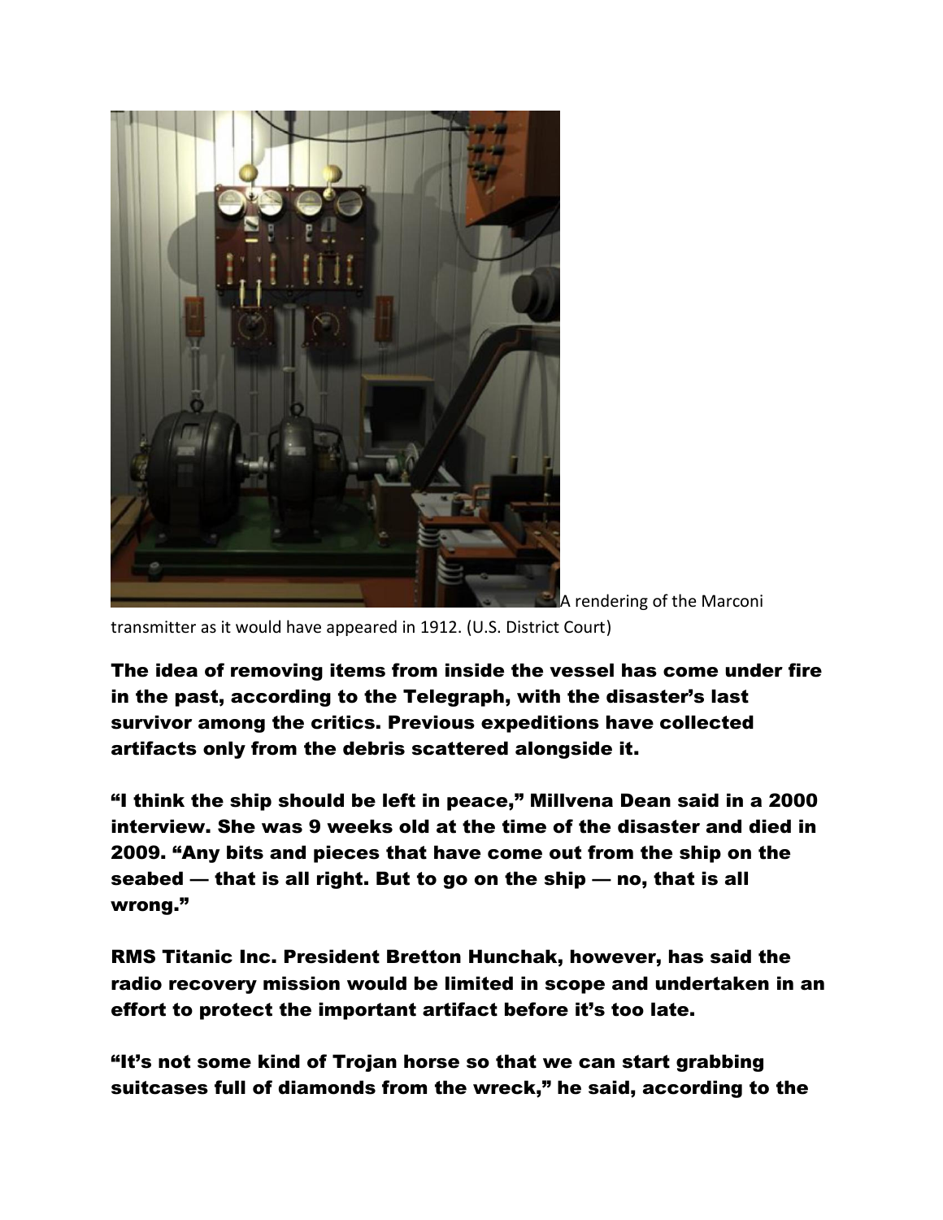A rendering of the Marconi transmitter as it would have appeared in 1912. (U.S. District Court)

**The idea of removing items from inside the vessel has come under fire in the past, according to the Telegraph, with the disaster's last survivor among the critics. Previous expeditions have collected artifacts only from the debris scattered alongside it.**

**"I think the ship should be left in peace," Millvena Dean said in a 2000 interview. She was 9 weeks old at the time of the disaster and died in 2009. "Any bits and pieces that have come out from the ship on the seabed — that is all right. But to go on the ship — no, that is all wrong."**

**RMS Titanic Inc. President Bretton Hunchak, however, has said the radio recovery mission would be limited in scope and undertaken in an effort to protect the important artifact before it's too late.**

**"It's not some kind of Trojan horse so that we can start grabbing suitcases full of diamonds from the wreck," he said, according to the**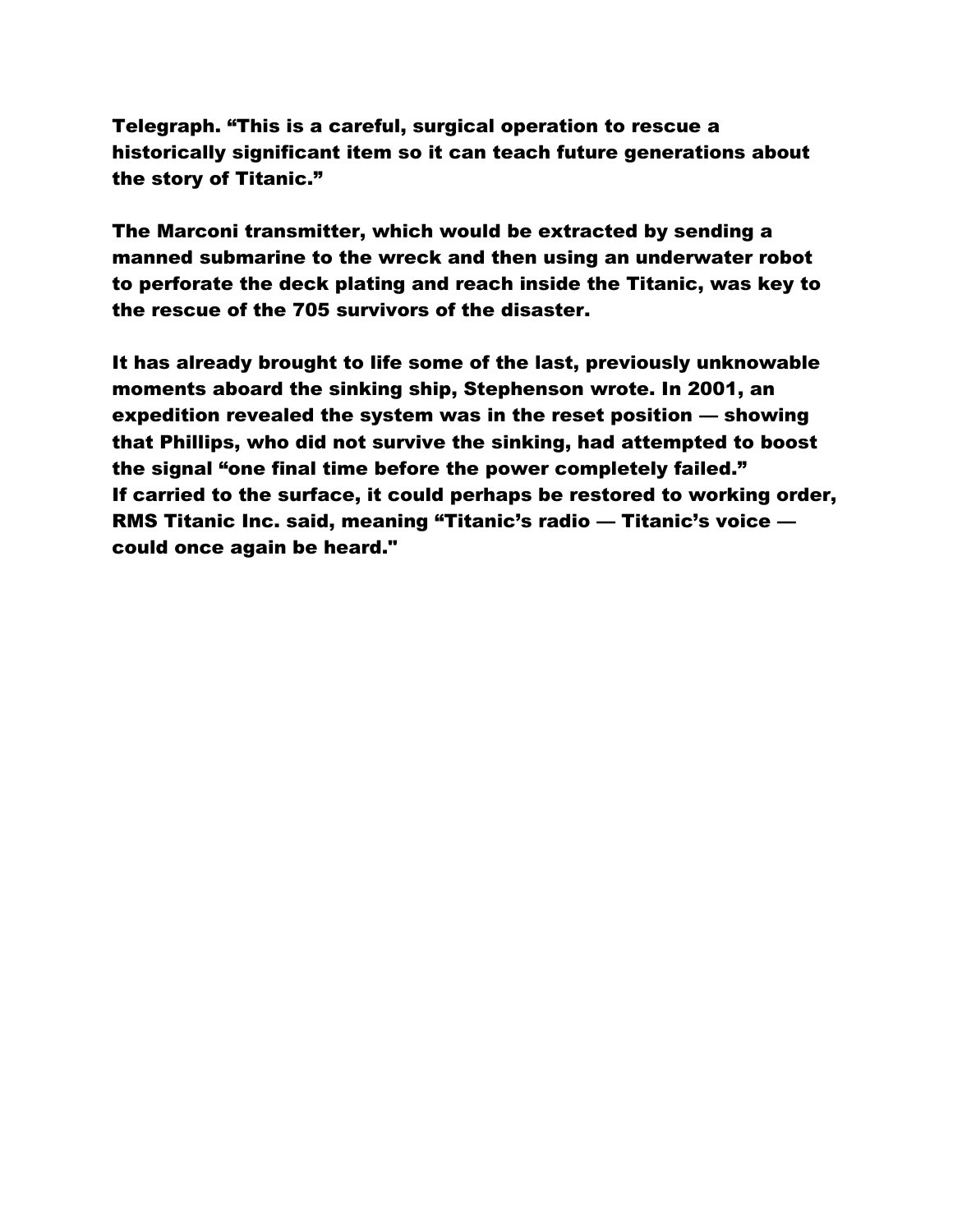Telegraph. “This is a careful, surgical operation to rescue a historically significant item so it can teach future generations about the story of Titanic.”

The Marconi transmitter, which would be extracted by sending a manned submarine to the wreck and then using an underwater robot to perforate the deck plating and reach inside the Titanic, was key to the rescue of the 705 survivors of the disaster.

It has already brought to life some of the last, previously unknowable moments aboard the sinking ship, Stephenson wrote. In 2001, an expedition revealed the system was in the reset position — showing that Phillips, who did not survive the sinking, had attempted to boost the signal “one final time before the power completely failed.”
If carried to the surface, it could perhaps be restored to working order, RMS Titanic Inc. said, meaning “Titanic’s radio — Titanic’s voice — could once again be heard."